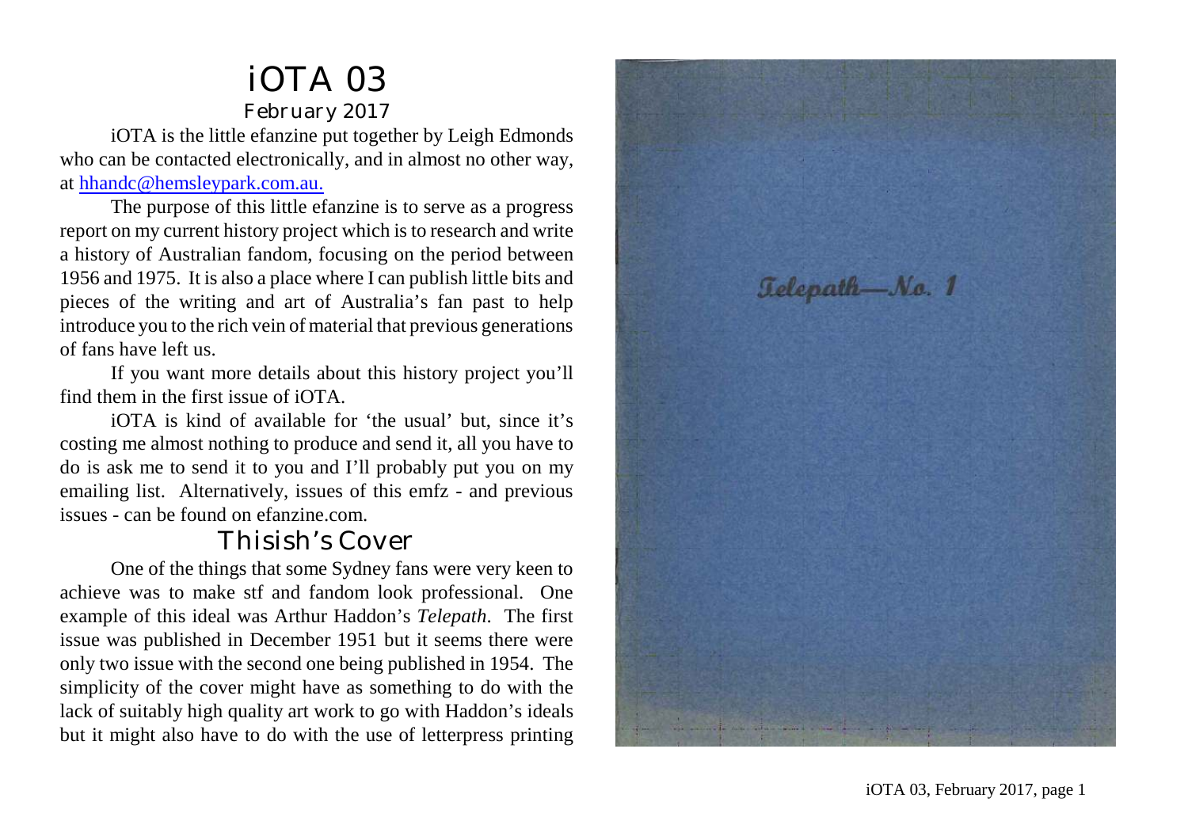# iOTA 03

## February 2017

iOTA is the little efanzine put together by Leigh Edmonds who can be contacted electronically, and in almost no other way, at hhandc@hemsleypark.com.au.

The purpose of this little efanzine is to serve as a progress report on my current history project which is to research and write a history of Australian fandom, focusing on the period between 1956 and 1975. It is also a place where I can publish little bits and pieces of the writing and art of Australia's fan past to help introduce you to the rich vein of material that previous generations of fans have left us.

If you want more details about this history project you'll find them in the first issue of iOTA.

iOTA is kind of available for 'the usual' but, since it's costing me almost nothing to produce and send it, all you have to do is ask me to send it to you and I'll probably put you on my emailing list. Alternatively, issues of this emfz - and previous issues - can be found on efanzine.com.

## Thisish's Cover

One of the things that some Sydney fans were very keen to achieve was to make stf and fandom look professional. One example of this ideal was Arthur Haddon's *Telepath*. The first issue was published in December 1951 but it seems there were only two issue with the second one being published in 1954. The simplicity of the cover might have as something to do with the lack of suitably high quality art work to go with Haddon's ideals but it might also have to do with the use of letterpress printing

Telepath—No. 1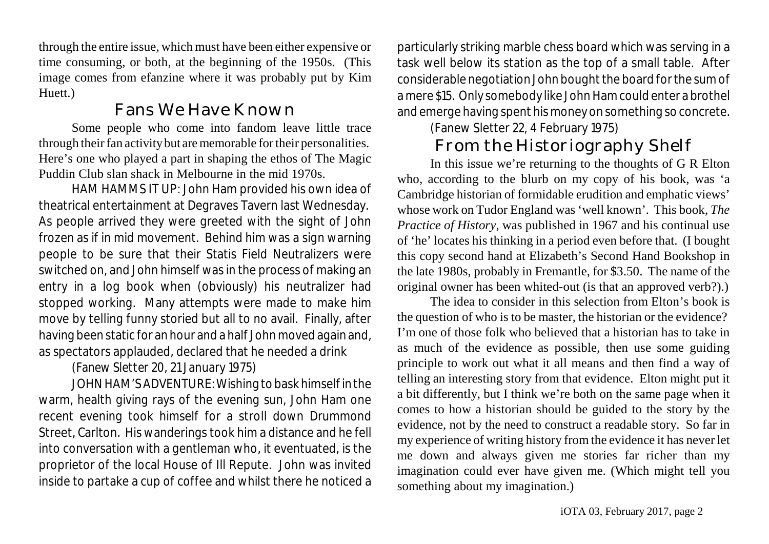through the entire issue, which must have been either expensive or time consuming, or both, at the beginning of the 1950s. (This image comes from efanzine where it was probably put by Kim Huett.)

## Fans We Have Known

Some people who come into fandom leave little trace through their fan activity but are memorable for their personalities. Here's one who played a part in shaping the ethos of The Magic Puddin Club slan shack in Melbourne in the mid 1970s.

HAM HAMMS IT UP: John Ham provided his own idea of theatrical entertainment at Degraves Tavern last Wednesday. As people arrived they were greeted with the sight of John frozen as if in mid movement. Behind him was a sign warning people to be sure that their Statis Field Neutralizers were switched on, and John himself was in the process of making an entry in a log book when (obviously) his neutralizer had stopped working. Many attempts were made to make him move by telling funny storied but all to no avail. Finally, after having been static for an hour and a half John moved again and, as spectators applauded, declared that he needed a drink

(Fanew Sletter 20, 21 January 1975)

JOHN HAM'S ADVENTURE: Wishing to bask himself in the warm, health giving rays of the evening sun, John Ham one recent evening took himself for a stroll down Drummond Street, Carlton. His wanderings took him a distance and he fell into conversation with a gentleman who, it eventuated, is the proprietor of the local House of Ill Repute. John was invited inside to partake a cup of coffee and whilst there he noticed a particularly striking marble chess board which was serving in a task well below its station as the top of a small table. After considerable negotiation John bought the board for the sum of a mere $15. Only somebody like John Ham could enter a brothel and emerge having spent his money on something so concrete.

(Fanew Sletter 22, 4 February 1975)

## From the Historiography Shelf

In this issue we're returning to the thoughts of G R Elton who, according to the blurb on my copy of his book, was 'a Cambridge historian of formidable erudition and emphatic views' whose work on Tudor England was 'well known'. This book, *The Practice of History*, was published in 1967 and his continual use of 'he' locates his thinking in a period even before that. (I bought this copy second hand at Elizabeth's Second Hand Bookshop in the late 1980s, probably in Fremantle, for $3.50. The name of the original owner has been whited-out (is that an approved verb?).)

The idea to consider in this selection from Elton's book is the question of who is to be master, the historian or the evidence? I'm one of those folk who believed that a historian has to take in as much of the evidence as possible, then use some guiding principle to work out what it all means and then find a way of telling an interesting story from that evidence. Elton might put it a bit differently, but I think we're both on the same page when it comes to how a historian should be guided to the story by the evidence, not by the need to construct a readable story. So far in my experience of writing history from the evidence it has never let me down and always given me stories far richer than my imagination could ever have given me. (Which might tell you something about my imagination.)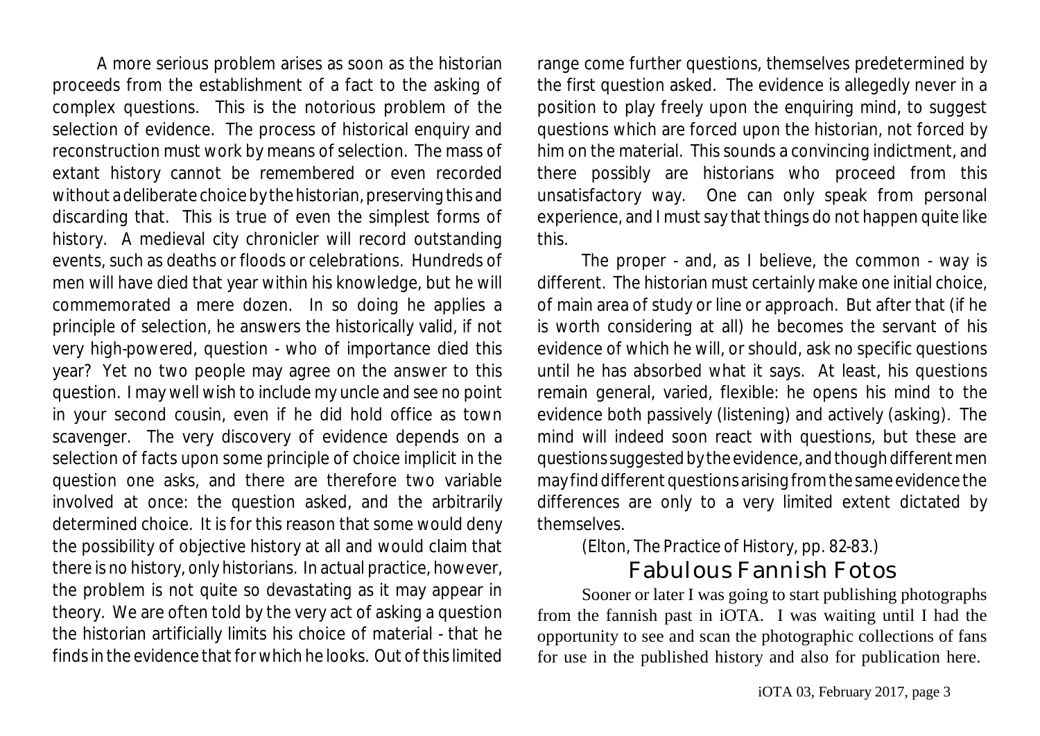A more serious problem arises as soon as the historian proceeds from the establishment of a fact to the asking of complex questions. This is the notorious problem of the selection of evidence. The process of historical enquiry and reconstruction must work by means of selection. The mass of extant history cannot be remembered or even recorded without a deliberate choice by the historian, preserving this and discarding that. This is true of even the simplest forms of history. A medieval city chronicler will record outstanding events, such as deaths or floods or celebrations. Hundreds of men will have died that year within his knowledge, but he will commemorated a mere dozen. In so doing he applies a principle of selection, he answers the historically valid, if not very high-powered, question - who of importance died this year? Yet no two people may agree on the answer to this question. I may well wish to include my uncle and see no point in your second cousin, even if he did hold office as town scavenger. The very discovery of evidence depends on a selection of facts upon some principle of choice implicit in the question one asks, and there are therefore two variable involved at once: the question asked, and the arbitrarily determined choice. It is for this reason that some would deny the possibility of objective history at all and would claim that there is no history, only historians. In actual practice, however, the problem is not quite so devastating as it may appear in theory. We are often told by the very act of asking a question the historian artificially limits his choice of material - that he finds in the evidence that for which he looks. Out of this limited range come further questions, themselves predetermined by the first question asked. The evidence is allegedly never in a position to play freely upon the enquiring mind, to suggest questions which are forced upon the historian, not forced by him on the material. This sounds a convincing indictment, and there possibly are historians who proceed from this unsatisfactory way. One can only speak from personal experience, and I must say that things do not happen quite like this.

The proper - and, as I believe, the common - way is different. The historian must certainly make one initial choice, of main area of study or line or approach. But after that (if he is worth considering at all) he becomes the servant of his evidence of which he will, or should, ask no specific questions until he has absorbed what it says. At least, his questions remain general, varied, flexible: he opens his mind to the evidence both passively (listening) and actively (asking). The mind will indeed soon react with questions, but these are questions suggested by the evidence, and though different men may find different questions arising from the same evidence the differences are only to a very limited extent dictated by themselves.

(Elton, The Practice of History, pp. 82-83.)

## Fabulous Fannish Fotos

Sooner or later I was going to start publishing photographs from the fannish past in iOTA. I was waiting until I had the opportunity to see and scan the photographic collections of fans for use in the published history and also for publication here.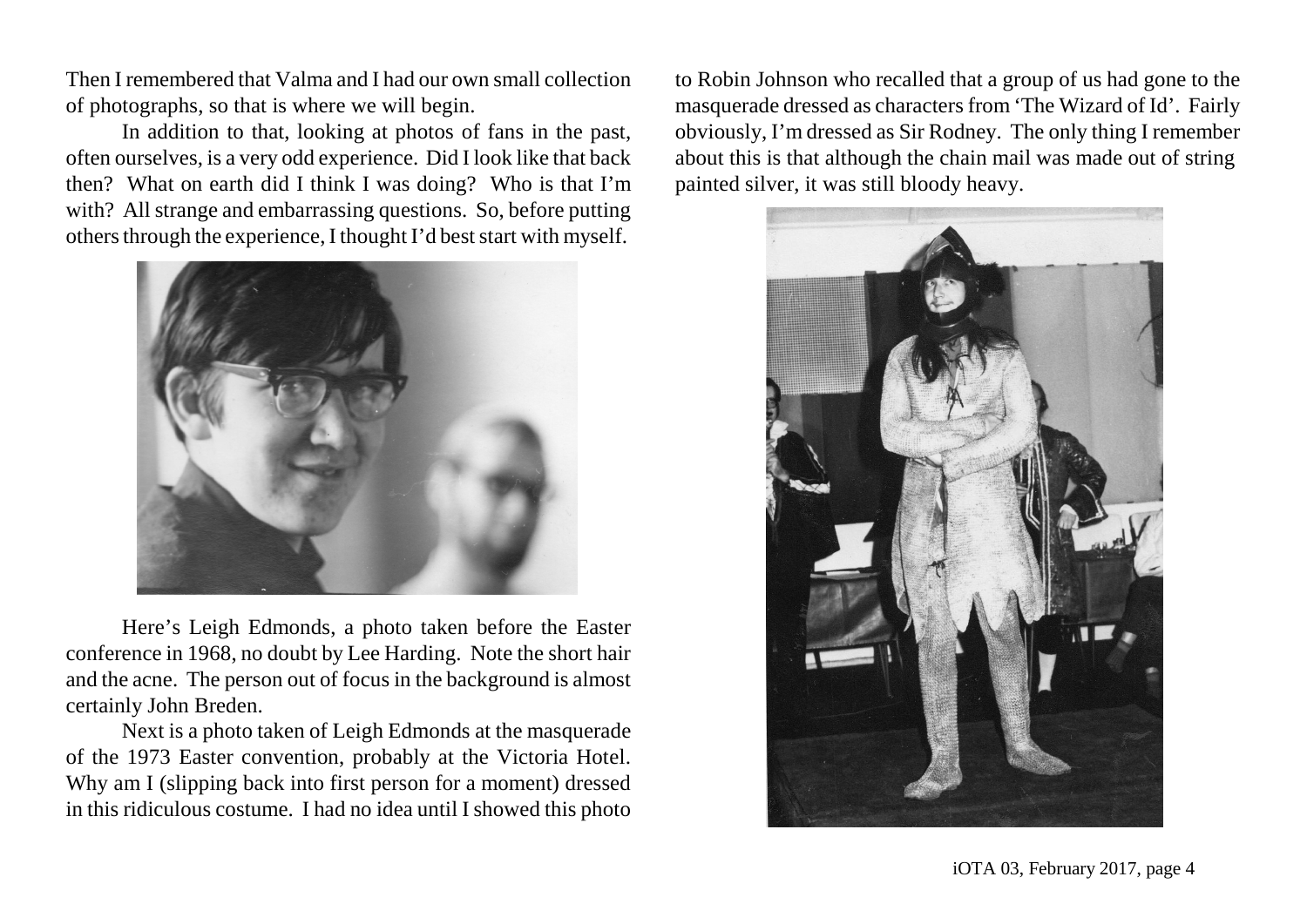Then I remembered that Valma and I had our own small collection of photographs, so that is where we will begin.

In addition to that, looking at photos of fans in the past, often ourselves, is a very odd experience. Did I look like that back then? What on earth did I think I was doing? Who is that I'm with? All strange and embarrassing questions. So, before putting others through the experience, I thought I'd best start with myself.

Here's Leigh Edmonds, a photo taken before the Easter conference in 1968, no doubt by Lee Harding. Note the short hair and the acne. The person out of focus in the background is almost certainly John Breden.

Next is a photo taken of Leigh Edmonds at the masquerade of the 1973 Easter convention, probably at the Victoria Hotel. Why am I (slipping back into first person for a moment) dressed in this ridiculous costume. I had no idea until I showed this photo to Robin Johnson who recalled that a group of us had gone to the masquerade dressed as characters from 'The Wizard of Id'. Fairly obviously, I'm dressed as Sir Rodney. The only thing I remember about this is that although the chain mail was made out of string painted silver, it was still bloody heavy.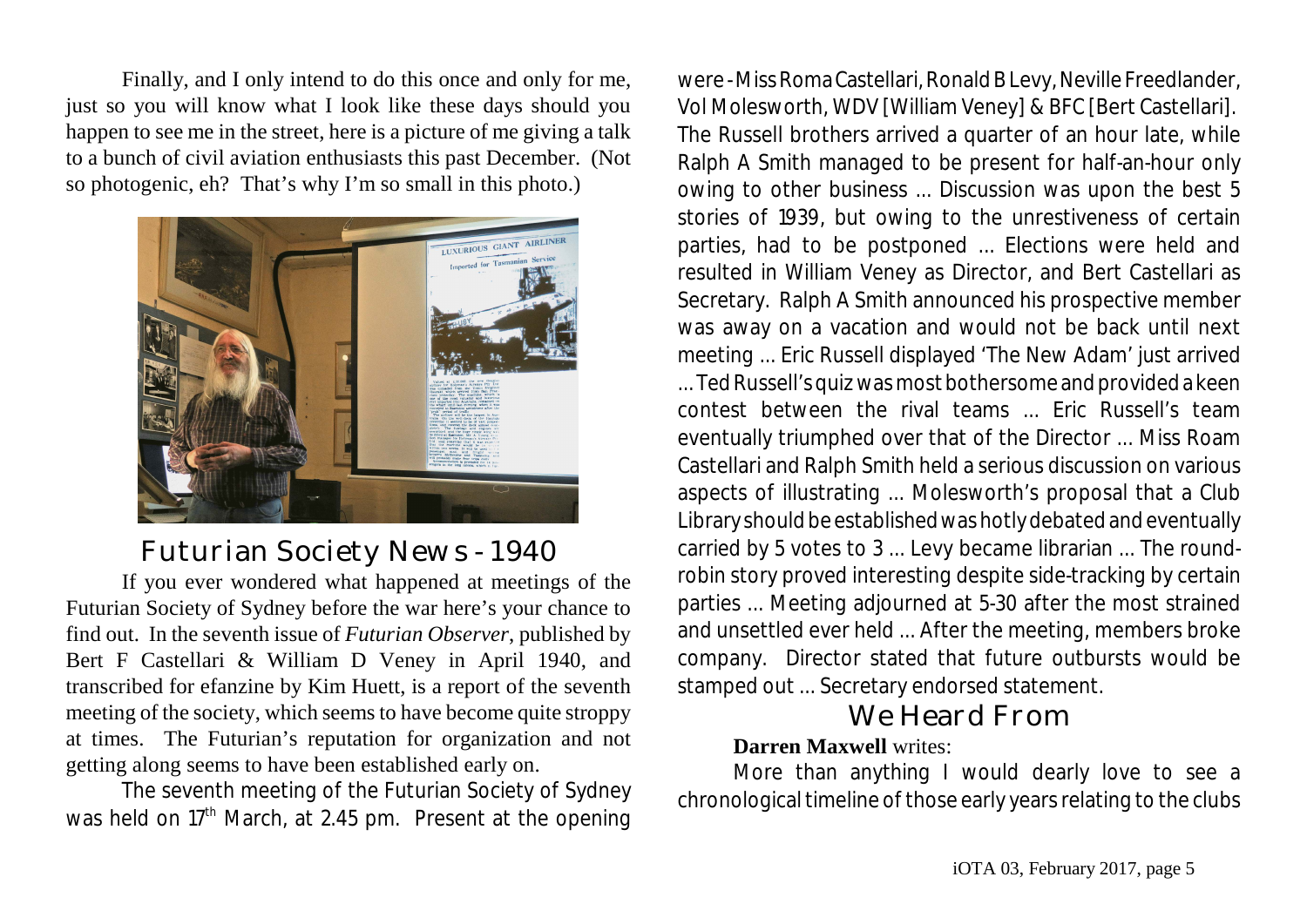Finally, and I only intend to do this once and only for me, just so you will know what I look like these days should you happen to see me in the street, here is a picture of me giving a talk to a bunch of civil aviation enthusiasts this past December. (Not so photogenic, eh? That's why I'm so small in this photo.)

## Futurian Society News - 1940

If you ever wondered what happened at meetings of the Futurian Society of Sydney before the war here's your chance to find out. In the seventh issue of *Futurian Observer*, published by Bert F Castellari & William D Veney in April 1940, and transcribed for efanzine by Kim Huett, is a report of the seventh meeting of the society, which seems to have become quite stroppy at times. The Futurian's reputation for organization and not getting along seems to have been established early on.

The seventh meeting of the Futurian Society of Sydney was held on 17th March, at 2.45 pm. Present at the opening were - Miss Roma Castellari, Ronald B Levy, Neville Freedlander, Vol Molesworth, WDV [William Veney] & BFC [Bert Castellari]. The Russell brothers arrived a quarter of an hour late, while Ralph A Smith managed to be present for half-an-hour only owing to other business ... Discussion was upon the best 5 stories of 1939, but owing to the unrestiveness of certain parties, had to be postponed ... Elections were held and resulted in William Veney as Director, and Bert Castellari as Secretary. Ralph A Smith announced his prospective member was away on a vacation and would not be back until next meeting ... Eric Russell displayed 'The New Adam' just arrived ... Ted Russell's quiz was most bothersome and provided a keen contest between the rival teams ... Eric Russell's team eventually triumphed over that of the Director ... Miss Roam Castellari and Ralph Smith held a serious discussion on various aspects of illustrating ... Molesworth's proposal that a Club Library should be established was hotly debated and eventually carried by 5 votes to 3 ... Levy became librarian ... The round-robin story proved interesting despite side-tracking by certain parties ... Meeting adjourned at 5-30 after the most strained and unsettled ever held ... After the meeting, members broke company. Director stated that future outbursts would be stamped out ... Secretary endorsed statement.

## We Heard From

**Darren Maxwell** writes:

More than anything I would dearly love to see a chronological timeline of those early years relating to the clubs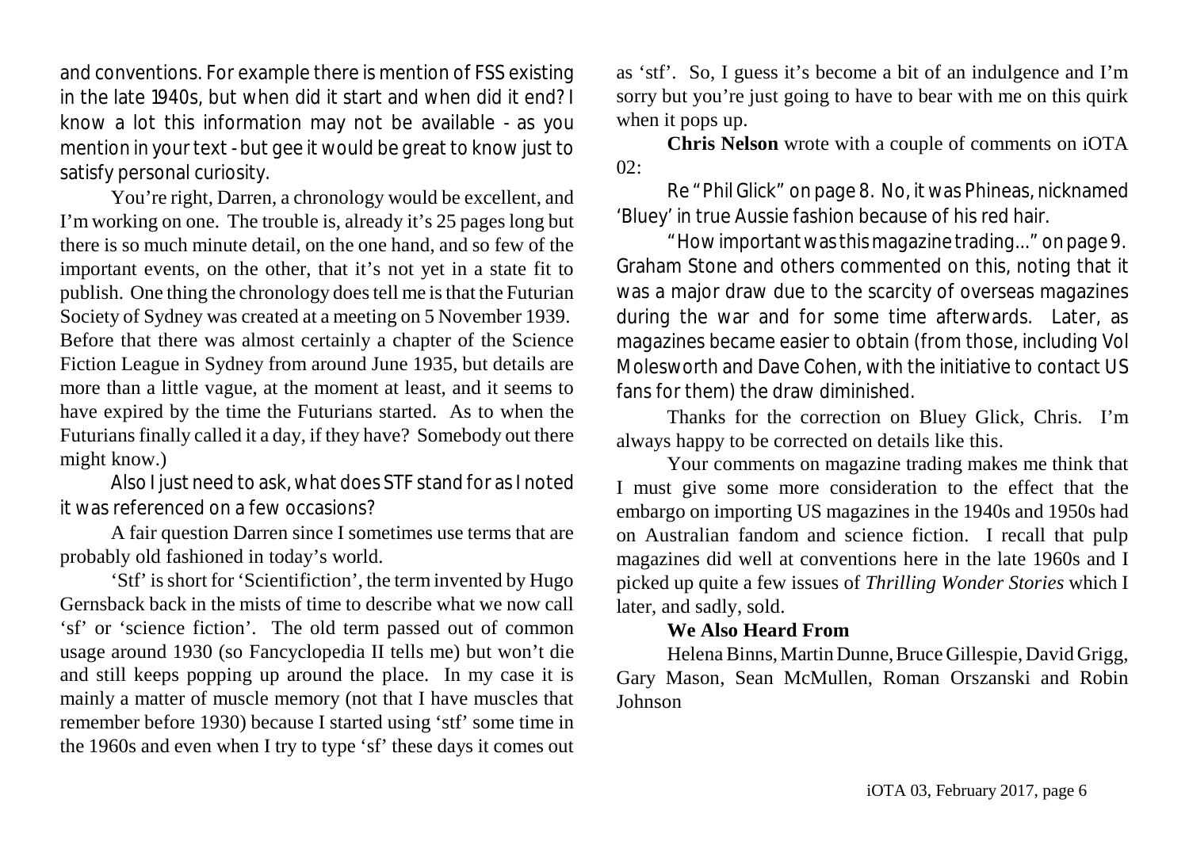and conventions. For example there is mention of FSS existing in the late 1940s, but when did it start and when did it end? I know a lot this information may not be available - as you mention in your text - but gee it would be great to know just to satisfy personal curiosity.

You're right, Darren, a chronology would be excellent, and I'm working on one. The trouble is, already it's 25 pages long but there is so much minute detail, on the one hand, and so few of the important events, on the other, that it's not yet in a state fit to publish. One thing the chronology does tell me is that the Futurian Society of Sydney was created at a meeting on 5 November 1939. Before that there was almost certainly a chapter of the Science Fiction League in Sydney from around June 1935, but details are more than a little vague, at the moment at least, and it seems to have expired by the time the Futurians started. As to when the Futurians finally called it a day, if they have? Somebody out there might know.)

Also I just need to ask, what does STF stand for as I noted it was referenced on a few occasions?

A fair question Darren since I sometimes use terms that are probably old fashioned in today's world.

'Stf' is short for 'Scientifiction', the term invented by Hugo Gernsback back in the mists of time to describe what we now call 'sf' or 'science fiction'. The old term passed out of common usage around 1930 (so Fancyclopedia II tells me) but won't die and still keeps popping up around the place. In my case it is mainly a matter of muscle memory (not that I have muscles that remember before 1930) because I started using 'stf' some time in the 1960s and even when I try to type 'sf' these days it comes out as 'stf'. So, I guess it's become a bit of an indulgence and I'm sorry but you're just going to have to bear with me on this quirk when it pops up.

**Chris Nelson** wrote with a couple of comments on iOTA 02:

Re "Phil Glick" on page 8. No, it was Phineas, nicknamed 'Bluey' in true Aussie fashion because of his red hair.

"How important was this magazine trading..." on page 9. Graham Stone and others commented on this, noting that it was a major draw due to the scarcity of overseas magazines during the war and for some time afterwards. Later, as magazines became easier to obtain (from those, including Vol Molesworth and Dave Cohen, with the initiative to contact US fans for them) the draw diminished.

Thanks for the correction on Bluey Glick, Chris. I'm always happy to be corrected on details like this.

Your comments on magazine trading makes me think that I must give some more consideration to the effect that the embargo on importing US magazines in the 1940s and 1950s had on Australian fandom and science fiction. I recall that pulp magazines did well at conventions here in the late 1960s and I picked up quite a few issues of *Thrilling Wonder Stories* which I later, and sadly, sold.

**We Also Heard From**

Helena Binns, Martin Dunne, Bruce Gillespie, David Grigg, Gary Mason, Sean McMullen, Roman Orszanski and Robin Johnson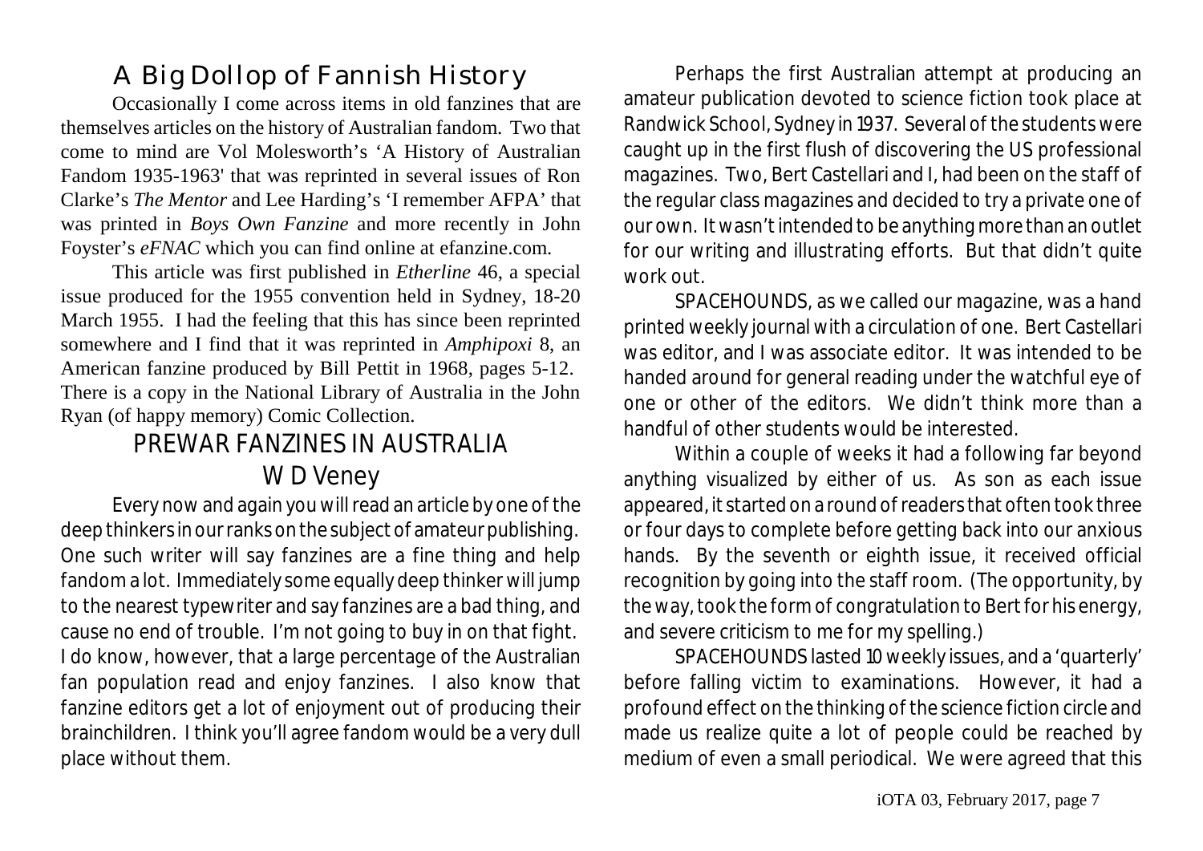# A Big Dollop of Fannish History

Occasionally I come across items in old fanzines that are themselves articles on the history of Australian fandom. Two that come to mind are Vol Molesworth's 'A History of Australian Fandom 1935-1963' that was reprinted in several issues of Ron Clarke's *The Mentor* and Lee Harding's 'I remember AFPA' that was printed in *Boys Own Fanzine* and more recently in John Foyster's *eFNAC* which you can find online at efanzine.com.

This article was first published in *Etherline* 46, a special issue produced for the 1955 convention held in Sydney, 18-20 March 1955. I had the feeling that this has since been reprinted somewhere and I find that it was reprinted in *Amphipoxi* 8, an American fanzine produced by Bill Pettit in 1968, pages 5-12. There is a copy in the National Library of Australia in the John Ryan (of happy memory) Comic Collection.

## PREWAR FANZINES IN AUSTRALIA

### W D Veney

Every now and again you will read an article by one of the deep thinkers in our ranks on the subject of amateur publishing. One such writer will say fanzines are a fine thing and help fandom a lot. Immediately some equally deep thinker will jump to the nearest typewriter and say fanzines are a bad thing, and cause no end of trouble. I'm not going to buy in on that fight. I do know, however, that a large percentage of the Australian fan population read and enjoy fanzines. I also know that fanzine editors get a lot of enjoyment out of producing their brainchildren. I think you'll agree fandom would be a very dull place without them.

Perhaps the first Australian attempt at producing an amateur publication devoted to science fiction took place at Randwick School, Sydney in 1937. Several of the students were caught up in the first flush of discovering the US professional magazines. Two, Bert Castellari and I, had been on the staff of the regular class magazines and decided to try a private one of our own. It wasn't intended to be anything more than an outlet for our writing and illustrating efforts. But that didn't quite work out.

SPACEHOUNDS, as we called our magazine, was a hand printed weekly journal with a circulation of one. Bert Castellari was editor, and I was associate editor. It was intended to be handed around for general reading under the watchful eye of one or other of the editors. We didn't think more than a handful of other students would be interested.

Within a couple of weeks it had a following far beyond anything visualized by either of us. As son as each issue appeared, it started on a round of readers that often took three or four days to complete before getting back into our anxious hands. By the seventh or eighth issue, it received official recognition by going into the staff room. (The opportunity, by the way, took the form of congratulation to Bert for his energy, and severe criticism to me for my spelling.)

SPACEHOUNDS lasted 10 weekly issues, and a 'quarterly' before falling victim to examinations. However, it had a profound effect on the thinking of the science fiction circle and made us realize quite a lot of people could be reached by medium of even a small periodical. We were agreed that this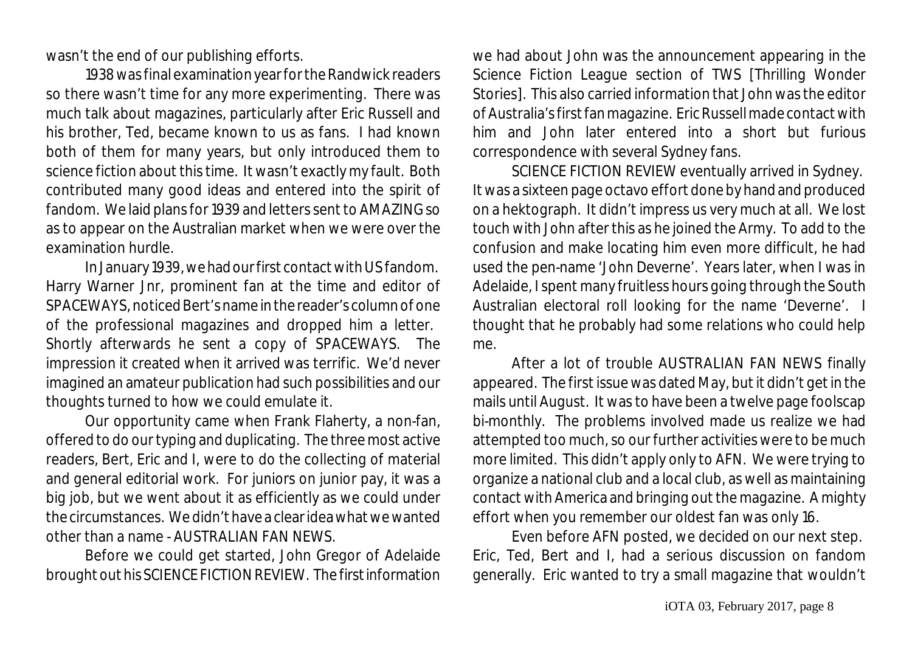wasn't the end of our publishing efforts.

1938 was final examination year for the Randwick readers so there wasn't time for any more experimenting. There was much talk about magazines, particularly after Eric Russell and his brother, Ted, became known to us as fans. I had known both of them for many years, but only introduced them to science fiction about this time. It wasn't exactly my fault. Both contributed many good ideas and entered into the spirit of fandom. We laid plans for 1939 and letters sent to AMAZING so as to appear on the Australian market when we were over the examination hurdle.

In January 1939, we had our first contact with US fandom. Harry Warner Jnr, prominent fan at the time and editor of SPACEWAYS, noticed Bert's name in the reader's column of one of the professional magazines and dropped him a letter. Shortly afterwards he sent a copy of SPACEWAYS. The impression it created when it arrived was terrific. We'd never imagined an amateur publication had such possibilities and our thoughts turned to how we could emulate it.

Our opportunity came when Frank Flaherty, a non-fan, offered to do our typing and duplicating. The three most active readers, Bert, Eric and I, were to do the collecting of material and general editorial work. For juniors on junior pay, it was a big job, but we went about it as efficiently as we could under the circumstances. We didn't have a clear idea what we wanted other than a name - AUSTRALIAN FAN NEWS.

Before we could get started, John Gregor of Adelaide brought out his SCIENCE FICTION REVIEW. The first information we had about John was the announcement appearing in the Science Fiction League section of TWS [Thrilling Wonder Stories]. This also carried information that John was the editor of Australia's first fan magazine. Eric Russell made contact with him and John later entered into a short but furious correspondence with several Sydney fans.

SCIENCE FICTION REVIEW eventually arrived in Sydney. It was a sixteen page octavo effort done by hand and produced on a hektograph. It didn't impress us very much at all. We lost touch with John after this as he joined the Army. To add to the confusion and make locating him even more difficult, he had used the pen-name 'John Deverne'. Years later, when I was in Adelaide, I spent many fruitless hours going through the South Australian electoral roll looking for the name 'Deverne'. I thought that he probably had some relations who could help me.

After a lot of trouble AUSTRALIAN FAN NEWS finally appeared. The first issue was dated May, but it didn't get in the mails until August. It was to have been a twelve page foolscap bi-monthly. The problems involved made us realize we had attempted too much, so our further activities were to be much more limited. This didn't apply only to AFN. We were trying to organize a national club and a local club, as well as maintaining contact with America and bringing out the magazine. A mighty effort when you remember our oldest fan was only 16.

Even before AFN posted, we decided on our next step. Eric, Ted, Bert and I, had a serious discussion on fandom generally. Eric wanted to try a small magazine that wouldn't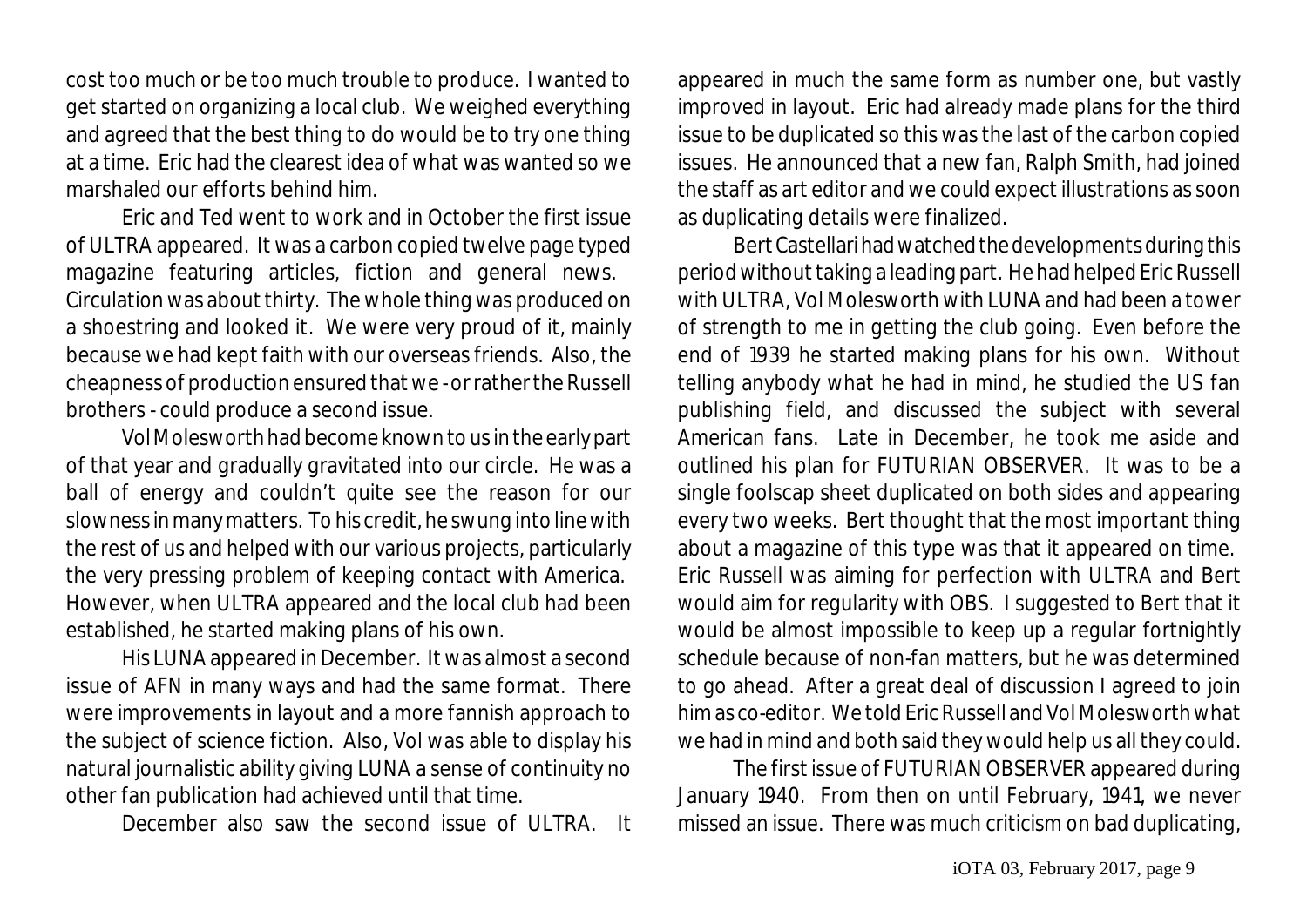cost too much or be too much trouble to produce. I wanted to get started on organizing a local club. We weighed everything and agreed that the best thing to do would be to try one thing at a time. Eric had the clearest idea of what was wanted so we marshaled our efforts behind him.

Eric and Ted went to work and in October the first issue of ULTRA appeared. It was a carbon copied twelve page typed magazine featuring articles, fiction and general news. Circulation was about thirty. The whole thing was produced on a shoestring and looked it. We were very proud of it, mainly because we had kept faith with our overseas friends. Also, the cheapness of production ensured that we - or rather the Russell brothers - could produce a second issue.

Vol Molesworth had become known to us in the early part of that year and gradually gravitated into our circle. He was a ball of energy and couldn't quite see the reason for our slowness in many matters. To his credit, he swung into line with the rest of us and helped with our various projects, particularly the very pressing problem of keeping contact with America. However, when ULTRA appeared and the local club had been established, he started making plans of his own.

His LUNA appeared in December. It was almost a second issue of AFN in many ways and had the same format. There were improvements in layout and a more fannish approach to the subject of science fiction. Also, Vol was able to display his natural journalistic ability giving LUNA a sense of continuity no other fan publication had achieved until that time.

December also saw the second issue of ULTRA. It appeared in much the same form as number one, but vastly improved in layout. Eric had already made plans for the third issue to be duplicated so this was the last of the carbon copied issues. He announced that a new fan, Ralph Smith, had joined the staff as art editor and we could expect illustrations as soon as duplicating details were finalized.

Bert Castellari had watched the developments during this period without taking a leading part. He had helped Eric Russell with ULTRA, Vol Molesworth with LUNA and had been a tower of strength to me in getting the club going. Even before the end of 1939 he started making plans for his own. Without telling anybody what he had in mind, he studied the US fan publishing field, and discussed the subject with several American fans. Late in December, he took me aside and outlined his plan for FUTURIAN OBSERVER. It was to be a single foolscap sheet duplicated on both sides and appearing every two weeks. Bert thought that the most important thing about a magazine of this type was that it appeared on time. Eric Russell was aiming for perfection with ULTRA and Bert would aim for regularity with OBS. I suggested to Bert that it would be almost impossible to keep up a regular fortnightly schedule because of non-fan matters, but he was determined to go ahead. After a great deal of discussion I agreed to join him as co-editor. We told Eric Russell and Vol Molesworth what we had in mind and both said they would help us all they could.

The first issue of FUTURIAN OBSERVER appeared during January 1940. From then on until February, 1941, we never missed an issue. There was much criticism on bad duplicating,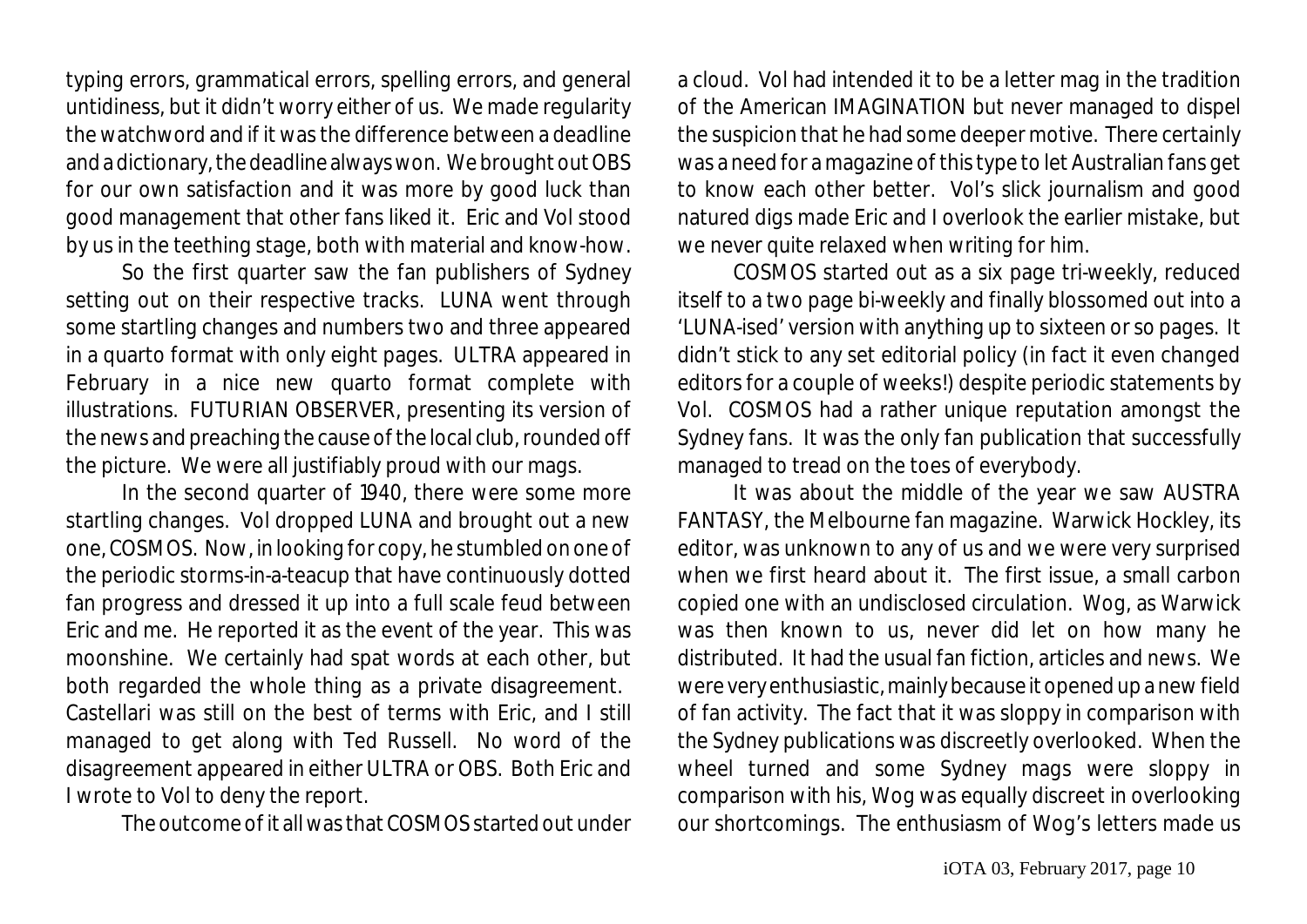typing errors, grammatical errors, spelling errors, and general untidiness, but it didn't worry either of us. We made regularity the watchword and if it was the difference between a deadline and a dictionary, the deadline always won. We brought out OBS for our own satisfaction and it was more by good luck than good management that other fans liked it. Eric and Vol stood by us in the teething stage, both with material and know-how.

So the first quarter saw the fan publishers of Sydney setting out on their respective tracks. LUNA went through some startling changes and numbers two and three appeared in a quarto format with only eight pages. ULTRA appeared in February in a nice new quarto format complete with illustrations. FUTURIAN OBSERVER, presenting its version of the news and preaching the cause of the local club, rounded off the picture. We were all justifiably proud with our mags.

In the second quarter of 1940, there were some more startling changes. Vol dropped LUNA and brought out a new one, COSMOS. Now, in looking for copy, he stumbled on one of the periodic storms-in-a-teacup that have continuously dotted fan progress and dressed it up into a full scale feud between Eric and me. He reported it as the event of the year. This was moonshine. We certainly had spat words at each other, but both regarded the whole thing as a private disagreement. Castellari was still on the best of terms with Eric, and I still managed to get along with Ted Russell. No word of the disagreement appeared in either ULTRA or OBS. Both Eric and I wrote to Vol to deny the report.

The outcome of it all was that COSMOS started out under a cloud. Vol had intended it to be a letter mag in the tradition of the American IMAGINATION but never managed to dispel the suspicion that he had some deeper motive. There certainly was a need for a magazine of this type to let Australian fans get to know each other better. Vol's slick journalism and good natured digs made Eric and I overlook the earlier mistake, but we never quite relaxed when writing for him.

COSMOS started out as a six page tri-weekly, reduced itself to a two page bi-weekly and finally blossomed out into a 'LUNA-ised' version with anything up to sixteen or so pages. It didn't stick to any set editorial policy (in fact it even changed editors for a couple of weeks!) despite periodic statements by Vol. COSMOS had a rather unique reputation amongst the Sydney fans. It was the only fan publication that successfully managed to tread on the toes of everybody.

It was about the middle of the year we saw AUSTRA FANTASY, the Melbourne fan magazine. Warwick Hockley, its editor, was unknown to any of us and we were very surprised when we first heard about it. The first issue, a small carbon copied one with an undisclosed circulation. Wog, as Warwick was then known to us, never did let on how many he distributed. It had the usual fan fiction, articles and news. We were very enthusiastic, mainly because it opened up a new field of fan activity. The fact that it was sloppy in comparison with the Sydney publications was discreetly overlooked. When the wheel turned and some Sydney mags were sloppy in comparison with his, Wog was equally discreet in overlooking our shortcomings. The enthusiasm of Wog's letters made us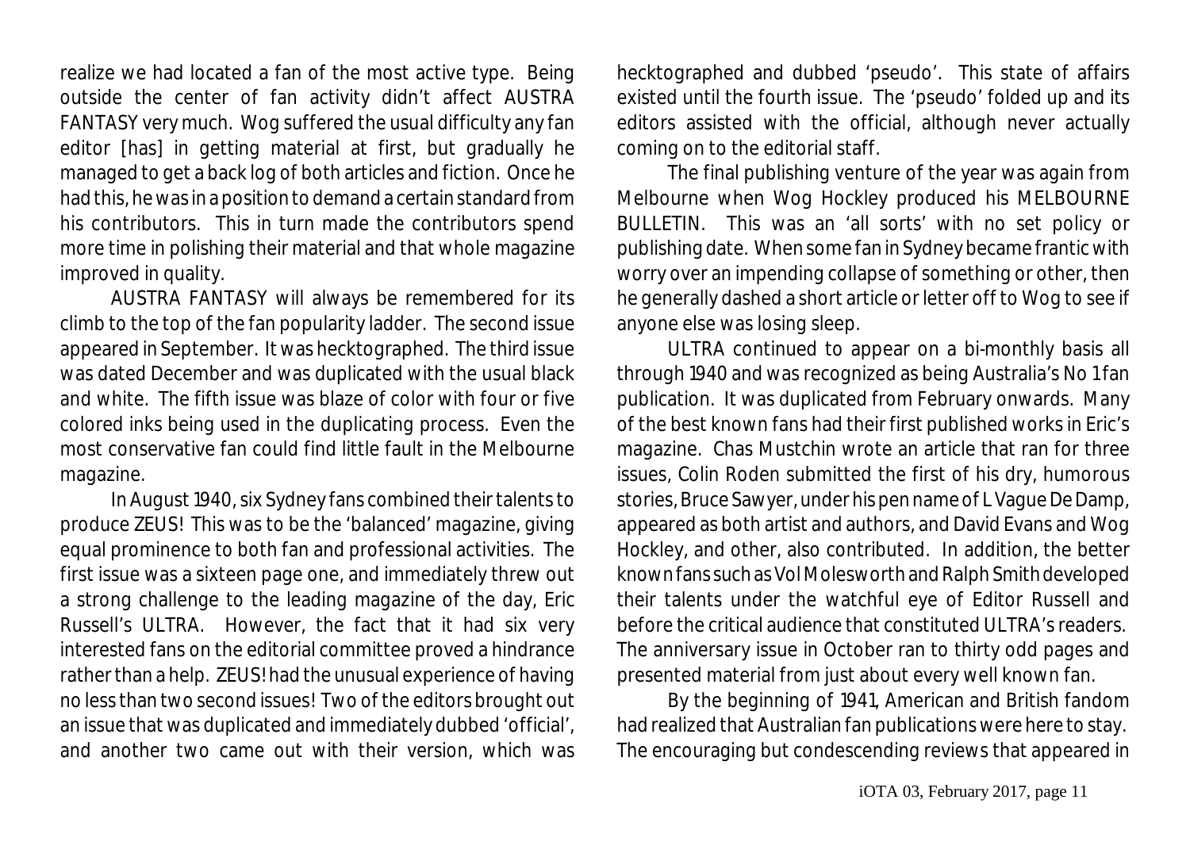realize we had located a fan of the most active type. Being outside the center of fan activity didn't affect AUSTRA FANTASY very much. Wog suffered the usual difficulty any fan editor [has] in getting material at first, but gradually he managed to get a back log of both articles and fiction. Once he had this, he was in a position to demand a certain standard from his contributors. This in turn made the contributors spend more time in polishing their material and that whole magazine improved in quality.

AUSTRA FANTASY will always be remembered for its climb to the top of the fan popularity ladder. The second issue appeared in September. It was hecktographed. The third issue was dated December and was duplicated with the usual black and white. The fifth issue was blaze of color with four or five colored inks being used in the duplicating process. Even the most conservative fan could find little fault in the Melbourne magazine.

In August 1940, six Sydney fans combined their talents to produce ZEUS! This was to be the 'balanced' magazine, giving equal prominence to both fan and professional activities. The first issue was a sixteen page one, and immediately threw out a strong challenge to the leading magazine of the day, Eric Russell's ULTRA. However, the fact that it had six very interested fans on the editorial committee proved a hindrance rather than a help. ZEUS! had the unusual experience of having no less than two second issues! Two of the editors brought out an issue that was duplicated and immediately dubbed 'official', and another two came out with their version, which was hecktographed and dubbed 'pseudo'. This state of affairs existed until the fourth issue. The 'pseudo' folded up and its editors assisted with the official, although never actually coming on to the editorial staff.

The final publishing venture of the year was again from Melbourne when Wog Hockley produced his MELBOURNE BULLETIN. This was an 'all sorts' with no set policy or publishing date. When some fan in Sydney became frantic with worry over an impending collapse of something or other, then he generally dashed a short article or letter off to Wog to see if anyone else was losing sleep.

ULTRA continued to appear on a bi-monthly basis all through 1940 and was recognized as being Australia's No 1 fan publication. It was duplicated from February onwards. Many of the best known fans had their first published works in Eric's magazine. Chas Mustchin wrote an article that ran for three issues, Colin Roden submitted the first of his dry, humorous stories, Bruce Sawyer, under his pen name of L Vague De Damp, appeared as both artist and authors, and David Evans and Wog Hockley, and other, also contributed. In addition, the better known fans such as Vol Molesworth and Ralph Smith developed their talents under the watchful eye of Editor Russell and before the critical audience that constituted ULTRA's readers. The anniversary issue in October ran to thirty odd pages and presented material from just about every well known fan.

By the beginning of 1941, American and British fandom had realized that Australian fan publications were here to stay. The encouraging but condescending reviews that appeared in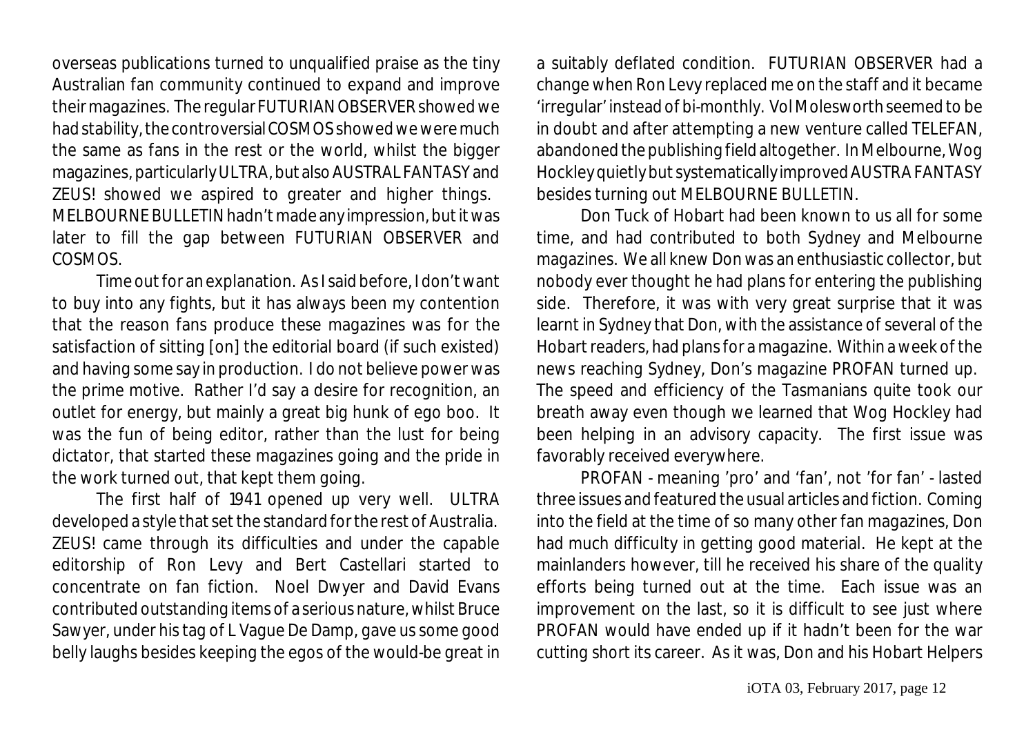overseas publications turned to unqualified praise as the tiny Australian fan community continued to expand and improve their magazines. The regular FUTURIAN OBSERVER showed we had stability, the controversial COSMOS showed we were much the same as fans in the rest or the world, whilst the bigger magazines, particularly ULTRA, but also AUSTRAL FANTASY and ZEUS! showed we aspired to greater and higher things. MELBOURNE BULLETIN hadn't made any impression, but it was later to fill the gap between FUTURIAN OBSERVER and COSMOS.

Time out for an explanation. As I said before, I don't want to buy into any fights, but it has always been my contention that the reason fans produce these magazines was for the satisfaction of sitting [on] the editorial board (if such existed) and having some say in production. I do not believe power was the prime motive. Rather I'd say a desire for recognition, an outlet for energy, but mainly a great big hunk of ego boo. It was the fun of being editor, rather than the lust for being dictator, that started these magazines going and the pride in the work turned out, that kept them going.

The first half of 1941 opened up very well. ULTRA developed a style that set the standard for the rest of Australia. ZEUS! came through its difficulties and under the capable editorship of Ron Levy and Bert Castellari started to concentrate on fan fiction. Noel Dwyer and David Evans contributed outstanding items of a serious nature, whilst Bruce Sawyer, under his tag of L Vague De Damp, gave us some good belly laughs besides keeping the egos of the would-be great in a suitably deflated condition. FUTURIAN OBSERVER had a change when Ron Levy replaced me on the staff and it became 'irregular' instead of bi-monthly. Vol Molesworth seemed to be in doubt and after attempting a new venture called TELEFAN, abandoned the publishing field altogether. In Melbourne, Wog Hockley quietly but systematically improved AUSTRA FANTASY besides turning out MELBOURNE BULLETIN.

Don Tuck of Hobart had been known to us all for some time, and had contributed to both Sydney and Melbourne magazines. We all knew Don was an enthusiastic collector, but nobody ever thought he had plans for entering the publishing side. Therefore, it was with very great surprise that it was learnt in Sydney that Don, with the assistance of several of the Hobart readers, had plans for a magazine. Within a week of the news reaching Sydney, Don's magazine PROFAN turned up. The speed and efficiency of the Tasmanians quite took our breath away even though we learned that Wog Hockley had been helping in an advisory capacity. The first issue was favorably received everywhere.

PROFAN - meaning 'pro' and 'fan', not 'for fan' - lasted three issues and featured the usual articles and fiction. Coming into the field at the time of so many other fan magazines, Don had much difficulty in getting good material. He kept at the mainlanders however, till he received his share of the quality efforts being turned out at the time. Each issue was an improvement on the last, so it is difficult to see just where PROFAN would have ended up if it hadn't been for the war cutting short its career. As it was, Don and his Hobart Helpers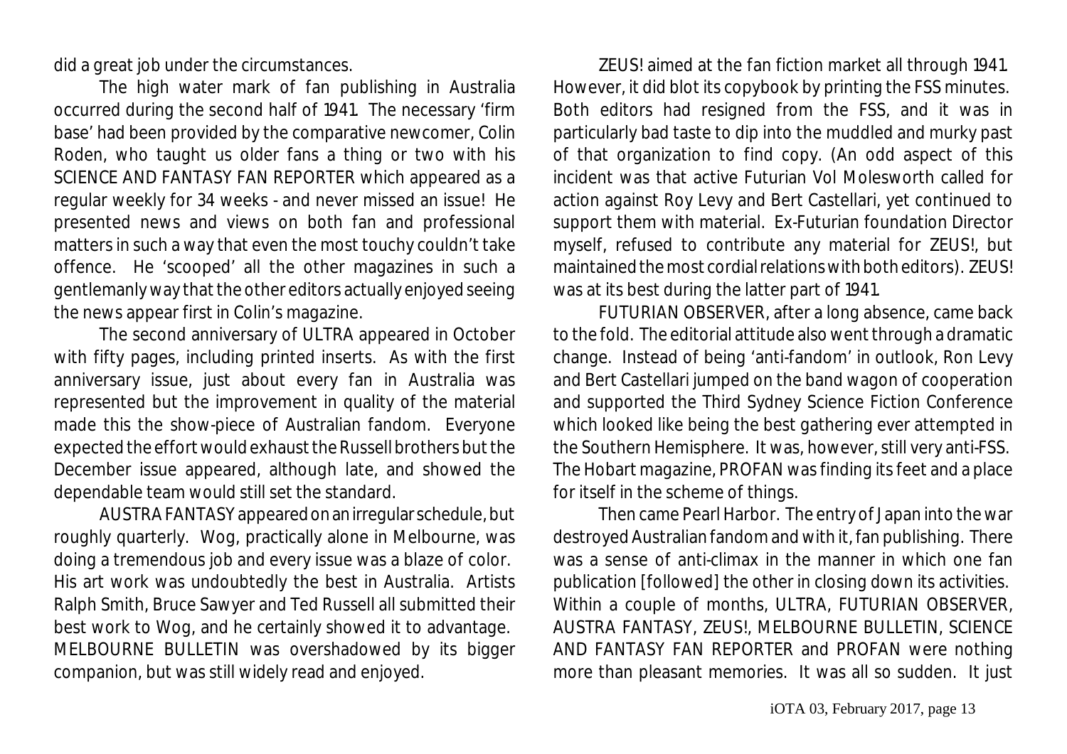did a great job under the circumstances.

The high water mark of fan publishing in Australia occurred during the second half of 1941. The necessary 'firm base' had been provided by the comparative newcomer, Colin Roden, who taught us older fans a thing or two with his SCIENCE AND FANTASY FAN REPORTER which appeared as a regular weekly for 34 weeks - and never missed an issue! He presented news and views on both fan and professional matters in such a way that even the most touchy couldn't take offence. He 'scooped' all the other magazines in such a gentlemanly way that the other editors actually enjoyed seeing the news appear first in Colin's magazine.

The second anniversary of ULTRA appeared in October with fifty pages, including printed inserts. As with the first anniversary issue, just about every fan in Australia was represented but the improvement in quality of the material made this the show-piece of Australian fandom. Everyone expected the effort would exhaust the Russell brothers but the December issue appeared, although late, and showed the dependable team would still set the standard.

AUSTRA FANTASY appeared on an irregular schedule, but roughly quarterly. Wog, practically alone in Melbourne, was doing a tremendous job and every issue was a blaze of color. His art work was undoubtedly the best in Australia. Artists Ralph Smith, Bruce Sawyer and Ted Russell all submitted their best work to Wog, and he certainly showed it to advantage. MELBOURNE BULLETIN was overshadowed by its bigger companion, but was still widely read and enjoyed.

ZEUS! aimed at the fan fiction market all through 1941. However, it did blot its copybook by printing the FSS minutes. Both editors had resigned from the FSS, and it was in particularly bad taste to dip into the muddled and murky past of that organization to find copy. (An odd aspect of this incident was that active Futurian Vol Molesworth called for action against Roy Levy and Bert Castellari, yet continued to support them with material. Ex-Futurian foundation Director myself, refused to contribute any material for ZEUS!, but maintained the most cordial relations with both editors). ZEUS! was at its best during the latter part of 1941.

FUTURIAN OBSERVER, after a long absence, came back to the fold. The editorial attitude also went through a dramatic change. Instead of being 'anti-fandom' in outlook, Ron Levy and Bert Castellari jumped on the band wagon of cooperation and supported the Third Sydney Science Fiction Conference which looked like being the best gathering ever attempted in the Southern Hemisphere. It was, however, still very anti-FSS. The Hobart magazine, PROFAN was finding its feet and a place for itself in the scheme of things.

Then came Pearl Harbor. The entry of Japan into the war destroyed Australian fandom and with it, fan publishing. There was a sense of anti-climax in the manner in which one fan publication [followed] the other in closing down its activities. Within a couple of months, ULTRA, FUTURIAN OBSERVER, AUSTRA FANTASY, ZEUS!, MELBOURNE BULLETIN, SCIENCE AND FANTASY FAN REPORTER and PROFAN were nothing more than pleasant memories. It was all so sudden. It just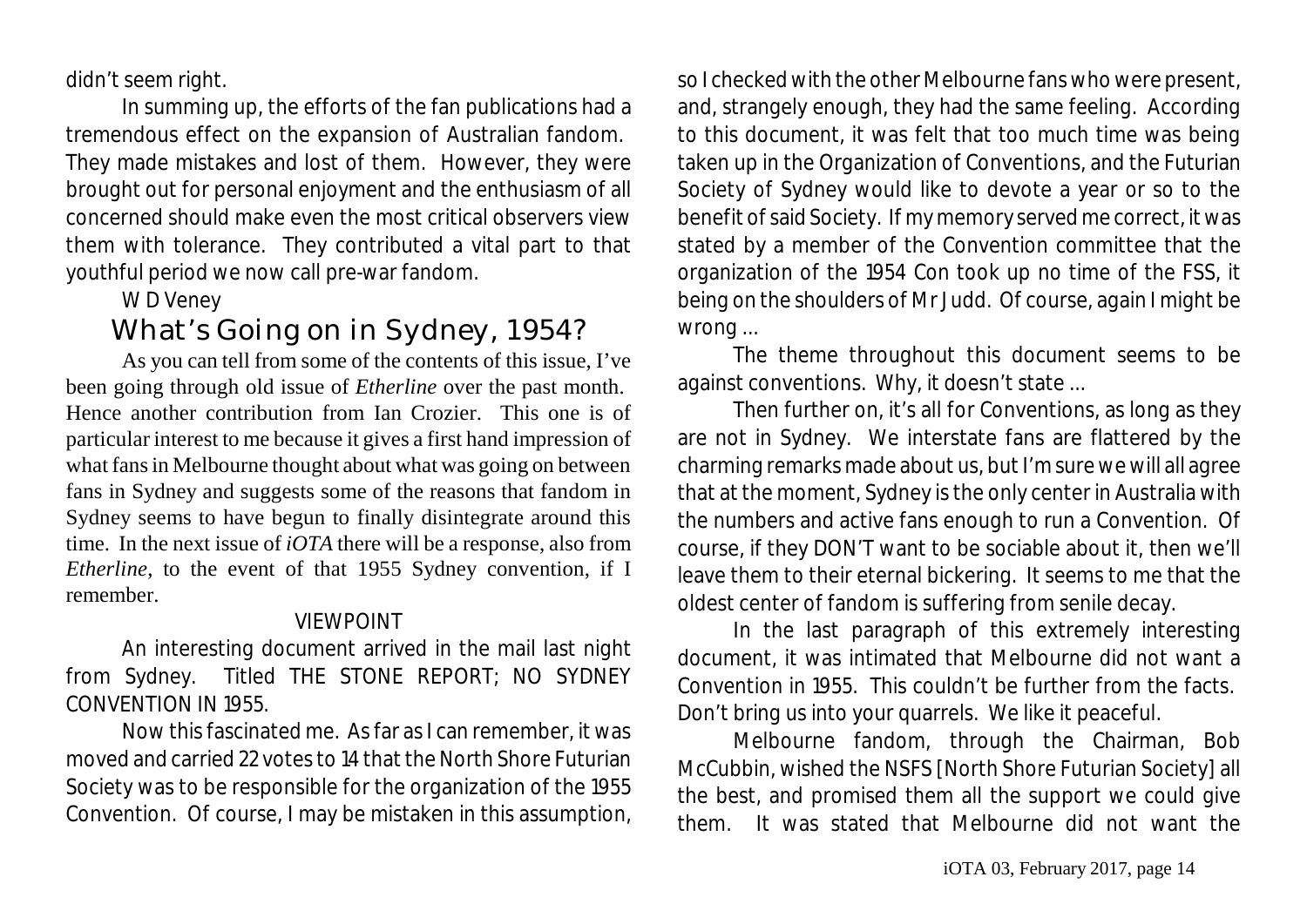didn't seem right.

In summing up, the efforts of the fan publications had a tremendous effect on the expansion of Australian fandom. They made mistakes and lost of them. However, they were brought out for personal enjoyment and the enthusiasm of all concerned should make even the most critical observers view them with tolerance. They contributed a vital part to that youthful period we now call pre-war fandom.

W D Veney

## What's Going on in Sydney, 1954?

As you can tell from some of the contents of this issue, I've been going through old issue of *Etherline* over the past month. Hence another contribution from Ian Crozier. This one is of particular interest to me because it gives a first hand impression of what fans in Melbourne thought about what was going on between fans in Sydney and suggests some of the reasons that fandom in Sydney seems to have begun to finally disintegrate around this time. In the next issue of *iOTA* there will be a response, also from *Etherline*, to the event of that 1955 Sydney convention, if I remember.

VIEWPOINT

An interesting document arrived in the mail last night from Sydney. Titled THE STONE REPORT; NO SYDNEY CONVENTION IN 1955.

Now this fascinated me. As far as I can remember, it was moved and carried 22 votes to 14 that the North Shore Futurian Society was to be responsible for the organization of the 1955 Convention. Of course, I may be mistaken in this assumption, so I checked with the other Melbourne fans who were present, and, strangely enough, they had the same feeling. According to this document, it was felt that too much time was being taken up in the Organization of Conventions, and the Futurian Society of Sydney would like to devote a year or so to the benefit of said Society. If my memory served me correct, it was stated by a member of the Convention committee that the organization of the 1954 Con took up no time of the FSS, it being on the shoulders of Mr Judd. Of course, again I might be wrong ...

The theme throughout this document seems to be against conventions. Why, it doesn't state ...

Then further on, it's all for Conventions, as long as they are not in Sydney. We interstate fans are flattered by the charming remarks made about us, but I'm sure we will all agree that at the moment, Sydney is the only center in Australia with the numbers and active fans enough to run a Convention. Of course, if they DON'T want to be sociable about it, then we'll leave them to their eternal bickering. It seems to me that the oldest center of fandom is suffering from senile decay.

In the last paragraph of this extremely interesting document, it was intimated that Melbourne did not want a Convention in 1955. This couldn't be further from the facts. Don't bring us into your quarrels. We like it peaceful.

Melbourne fandom, through the Chairman, Bob McCubbin, wished the NSFS [North Shore Futurian Society] all the best, and promised them all the support we could give them. It was stated that Melbourne did not want the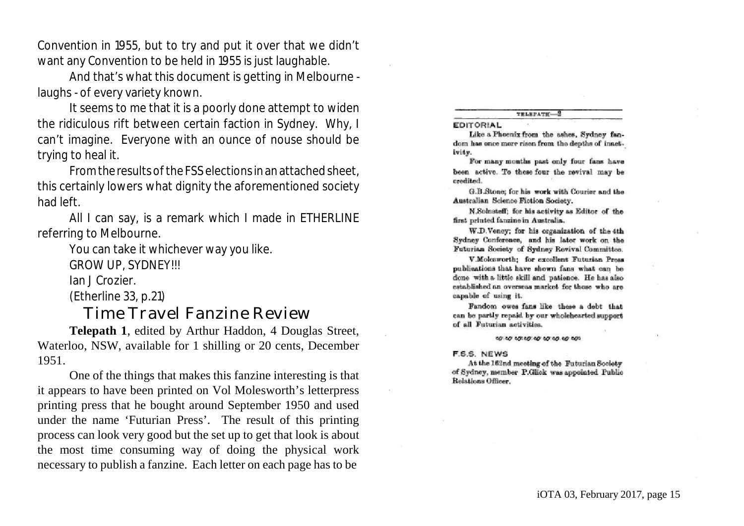Convention in 1955, but to try and put it over that we didn't want any Convention to be held in 1955 is just laughable.

And that's what this document is getting in Melbourne - laughs - of every variety known.

It seems to me that it is a poorly done attempt to widen the ridiculous rift between certain faction in Sydney. Why, I can't imagine. Everyone with an ounce of nouse should be trying to heal it.

From the results of the FSS elections in an attached sheet, this certainly lowers what dignity the aforementioned society had left.

All I can say, is a remark which I made in ETHERLINE referring to Melbourne.

You can take it whichever way you like.

GROW UP, SYDNEY!!!

Ian J Crozier.

(Etherline 33, p.21)

## Time Travel Fanzine Review

**Telepath 1**, edited by Arthur Haddon, 4 Douglas Street, Waterloo, NSW, available for 1 shilling or 20 cents, December 1951.

One of the things that makes this fanzine interesting is that it appears to have been printed on Vol Molesworth's letterpress printing press that he bought around September 1950 and used under the name 'Futurian Press'. The result of this printing process can look very good but the set up to get that look is about the most time consuming way of doing the physical work necessary to publish a fanzine. Each letter on each page has to be

TELEPATH—2

**EDITORIAL**

Like a Phoenix from the ashes, Sydney fandom has once more risen from the depths of inactivity.

For many months past only four fans have been active. To these four the revival may be credited.

G.B.Stone; for his work with Courier and the Australian Science Fiction Society.

N.Solnsteff; for his activity as Editor of the first printed fanzine in Australia.

W.D.Veney; for his organization of the 4th Sydney Conference, and his later work on the Futurian Society of Sydney Revival Committee.

V.Molesworth; for excellent Futurian Press publications that have shown fans what can be done with a little skill and patience. He has also established an overseas market for those who are capable of using it.

Fandom owes fans like these a debt that can be partly repaid by our wholehearted support of all Futurian activities.

**F.S.S. NEWS**

At the 162nd meeting of the Futurian Society of Sydney, member P.Glick was appointed Public Relations Officer.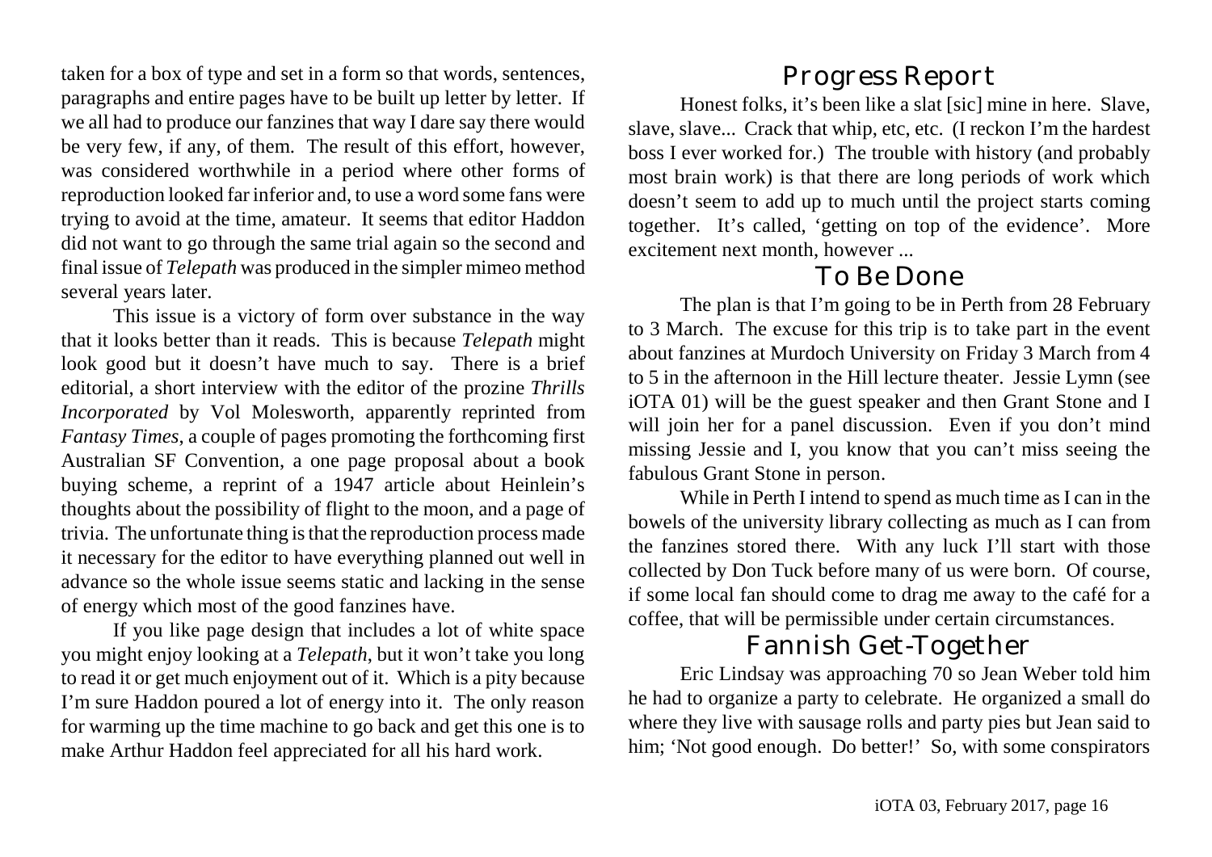taken for a box of type and set in a form so that words, sentences, paragraphs and entire pages have to be built up letter by letter. If we all had to produce our fanzines that way I dare say there would be very few, if any, of them. The result of this effort, however, was considered worthwhile in a period where other forms of reproduction looked far inferior and, to use a word some fans were trying to avoid at the time, amateur. It seems that editor Haddon did not want to go through the same trial again so the second and final issue of *Telepath* was produced in the simpler mimeo method several years later.

This issue is a victory of form over substance in the way that it looks better than it reads. This is because *Telepath* might look good but it doesn't have much to say. There is a brief editorial, a short interview with the editor of the prozine *Thrills Incorporated* by Vol Molesworth, apparently reprinted from *Fantasy Times*, a couple of pages promoting the forthcoming first Australian SF Convention, a one page proposal about a book buying scheme, a reprint of a 1947 article about Heinlein's thoughts about the possibility of flight to the moon, and a page of trivia. The unfortunate thing is that the reproduction process made it necessary for the editor to have everything planned out well in advance so the whole issue seems static and lacking in the sense of energy which most of the good fanzines have.

If you like page design that includes a lot of white space you might enjoy looking at a *Telepath*, but it won't take you long to read it or get much enjoyment out of it. Which is a pity because I'm sure Haddon poured a lot of energy into it. The only reason for warming up the time machine to go back and get this one is to make Arthur Haddon feel appreciated for all his hard work.

## Progress Report

Honest folks, it's been like a slat [sic] mine in here. Slave, slave, slave... Crack that whip, etc, etc. (I reckon I'm the hardest boss I ever worked for.) The trouble with history (and probably most brain work) is that there are long periods of work which doesn't seem to add up to much until the project starts coming together. It's called, 'getting on top of the evidence'. More excitement next month, however ...

## To Be Done

The plan is that I'm going to be in Perth from 28 February to 3 March. The excuse for this trip is to take part in the event about fanzines at Murdoch University on Friday 3 March from 4 to 5 in the afternoon in the Hill lecture theater. Jessie Lymn (see iOTA 01) will be the guest speaker and then Grant Stone and I will join her for a panel discussion. Even if you don't mind missing Jessie and I, you know that you can't miss seeing the fabulous Grant Stone in person.

While in Perth I intend to spend as much time as I can in the bowels of the university library collecting as much as I can from the fanzines stored there. With any luck I'll start with those collected by Don Tuck before many of us were born. Of course, if some local fan should come to drag me away to the café for a coffee, that will be permissible under certain circumstances.

## Fannish Get-Together

Eric Lindsay was approaching 70 so Jean Weber told him he had to organize a party to celebrate. He organized a small do where they live with sausage rolls and party pies but Jean said to him; 'Not good enough. Do better!' So, with some conspirators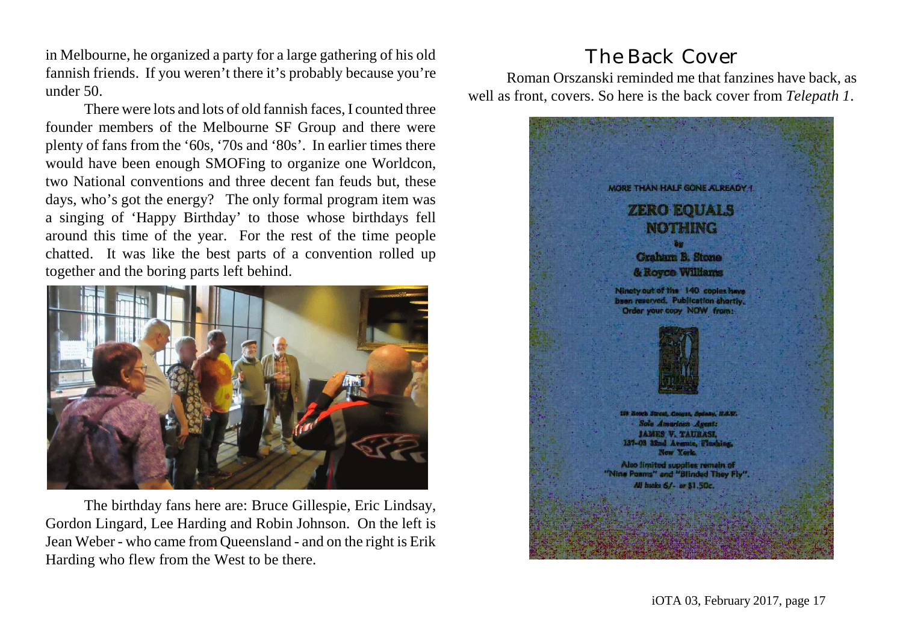in Melbourne, he organized a party for a large gathering of his old fannish friends. If you weren't there it's probably because you're under 50.

There were lots and lots of old fannish faces, I counted three founder members of the Melbourne SF Group and there were plenty of fans from the '60s, '70s and '80s'. In earlier times there would have been enough SMOFing to organize one Worldcon, two National conventions and three decent fan feuds but, these days, who's got the energy? The only formal program item was a singing of 'Happy Birthday' to those whose birthdays fell around this time of the year. For the rest of the time people chatted. It was like the best parts of a convention rolled up together and the boring parts left behind.

The birthday fans here are: Bruce Gillespie, Eric Lindsay, Gordon Lingard, Lee Harding and Robin Johnson. On the left is Jean Weber - who came from Queensland - and on the right is Erik Harding who flew from the West to be there.

# The Back Cover

Roman Orszanski reminded me that fanzines have back, as well as front, covers. So here is the back cover from *Telepath 1*.

MORE THAN HALF GONE ALREADY!

ZERO EQUALS NOTHING

by

Graham B. Stone & Royce Williams

Ninety out of the 140 copies have been reserved. Publication shortly. Order your copy NOW from:

139 Scotch Street, Coogee, Sydney, N.S.W.
Sole American Agent:
JAMES V. TAURASI,
137-03 32nd Avenue, Flushing,
New York.

Also limited supplies remain of "Nine Poems" and "Blinded They Fly".
All books 6/- or $1.50c.